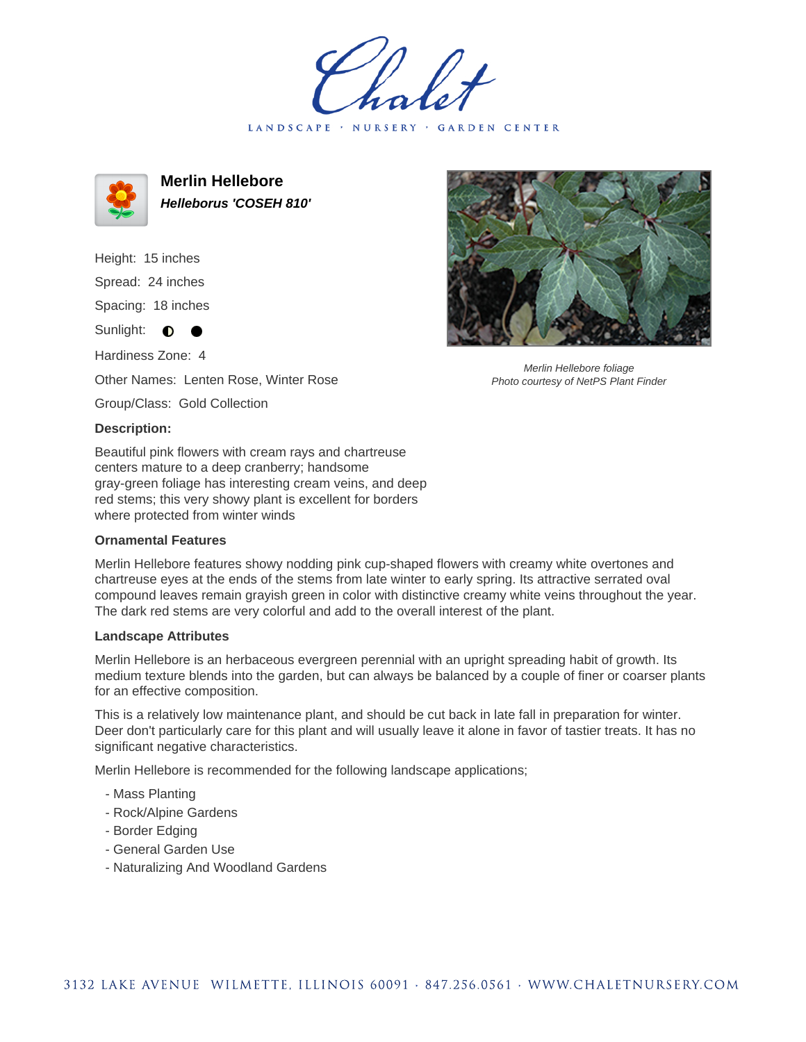# Merlin Hellebore

***Helleborus 'COSEH 810'***

Height: 15 inches

Spread: 24 inches

Spacing: 18 inches

Sunlight: ◐ ●

Hardiness Zone: 4

Other Names: Lenten Rose, Winter Rose

Group/Class: Gold Collection

*Merlin Hellebore foliage*
*Photo courtesy of NetPS Plant Finder*

**Description:**

Beautiful pink flowers with cream rays and chartreuse centers mature to a deep cranberry; handsome gray-green foliage has interesting cream veins, and deep red stems; this very showy plant is excellent for borders where protected from winter winds

### Ornamental Features

Merlin Hellebore features showy nodding pink cup-shaped flowers with creamy white overtones and chartreuse eyes at the ends of the stems from late winter to early spring. Its attractive serrated oval compound leaves remain grayish green in color with distinctive creamy white veins throughout the year. The dark red stems are very colorful and add to the overall interest of the plant.

### Landscape Attributes

Merlin Hellebore is an herbaceous evergreen perennial with an upright spreading habit of growth. Its medium texture blends into the garden, but can always be balanced by a couple of finer or coarser plants for an effective composition.

This is a relatively low maintenance plant, and should be cut back in late fall in preparation for winter. Deer don't particularly care for this plant and will usually leave it alone in favor of tastier treats. It has no significant negative characteristics.

Merlin Hellebore is recommended for the following landscape applications;

- Mass Planting
- Rock/Alpine Gardens
- Border Edging
- General Garden Use
- Naturalizing And Woodland Gardens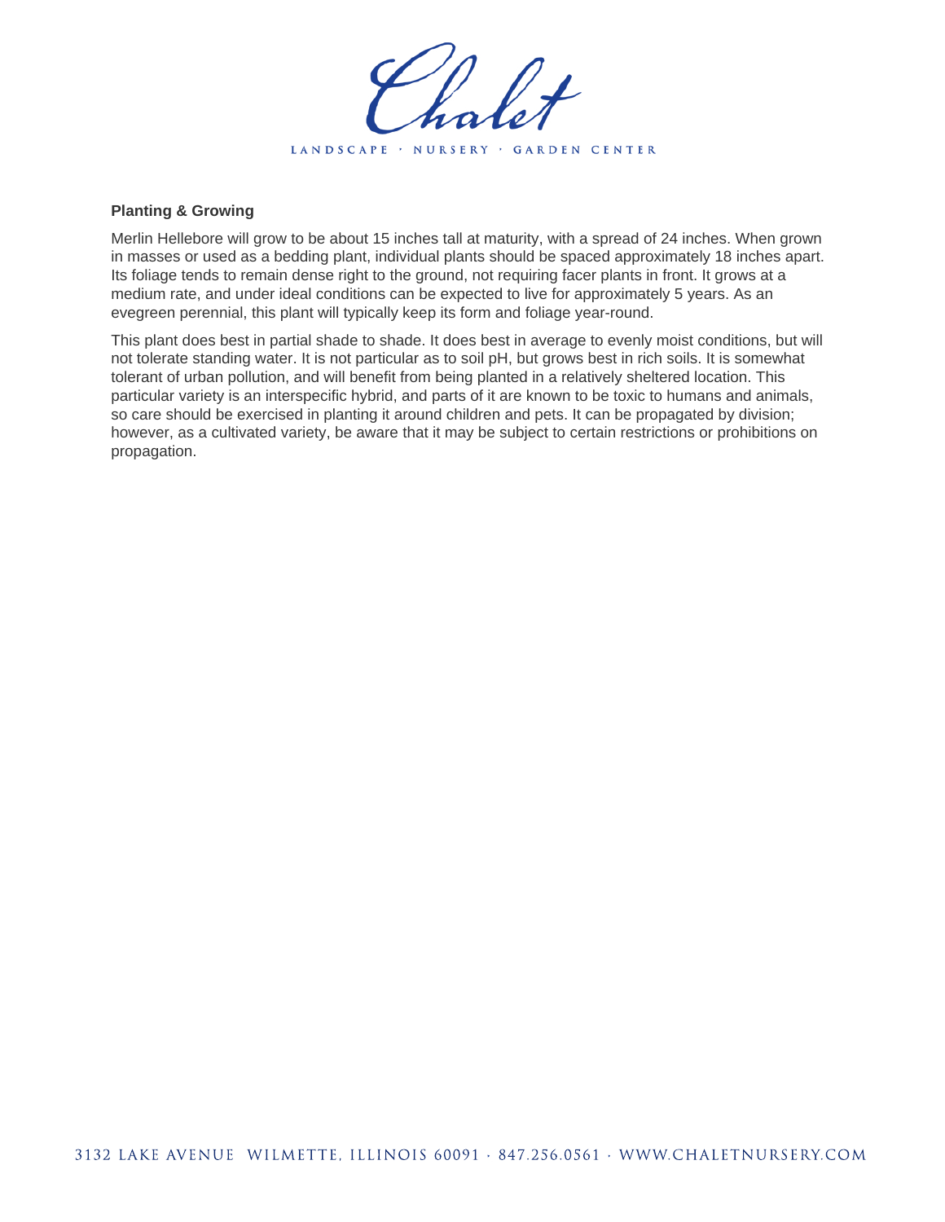**Planting & Growing**

Merlin Hellebore will grow to be about 15 inches tall at maturity, with a spread of 24 inches. When grown in masses or used as a bedding plant, individual plants should be spaced approximately 18 inches apart. Its foliage tends to remain dense right to the ground, not requiring facer plants in front. It grows at a medium rate, and under ideal conditions can be expected to live for approximately 5 years. As an evegreen perennial, this plant will typically keep its form and foliage year-round.

This plant does best in partial shade to shade. It does best in average to evenly moist conditions, but will not tolerate standing water. It is not particular as to soil pH, but grows best in rich soils. It is somewhat tolerant of urban pollution, and will benefit from being planted in a relatively sheltered location. This particular variety is an interspecific hybrid, and parts of it are known to be toxic to humans and animals, so care should be exercised in planting it around children and pets. It can be propagated by division; however, as a cultivated variety, be aware that it may be subject to certain restrictions or prohibitions on propagation.